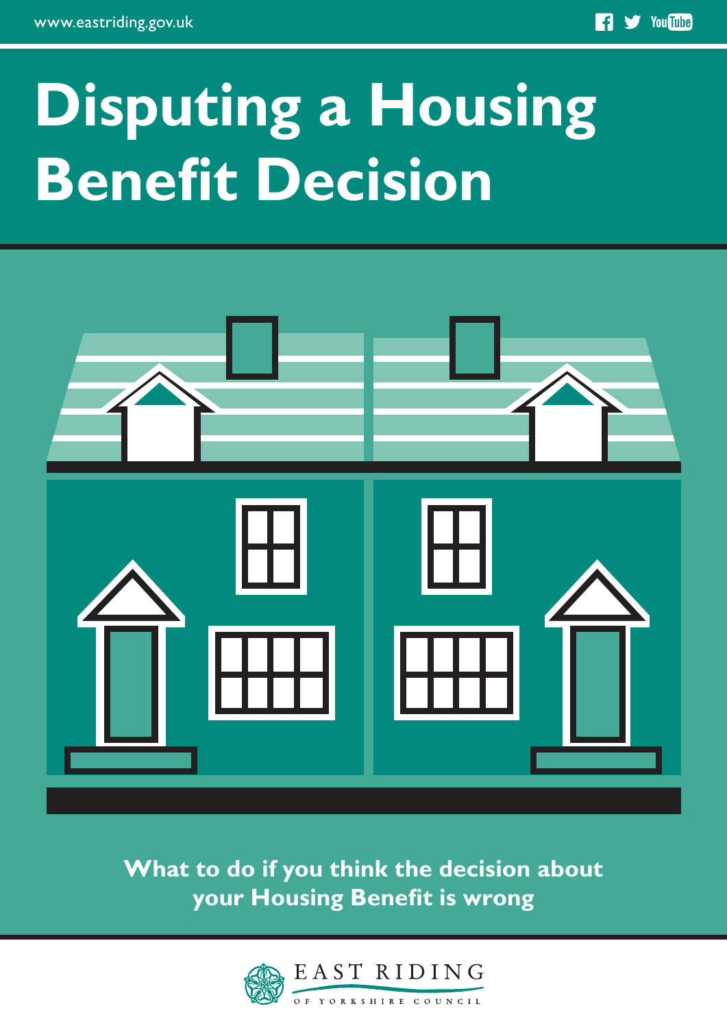www.eastriding.gov.uk

# Disputing a Housing Benefit Decision

**What to do if you think the decision about your Housing Benefit is wrong**

EAST RIDING OF YORKSHIRE COUNCIL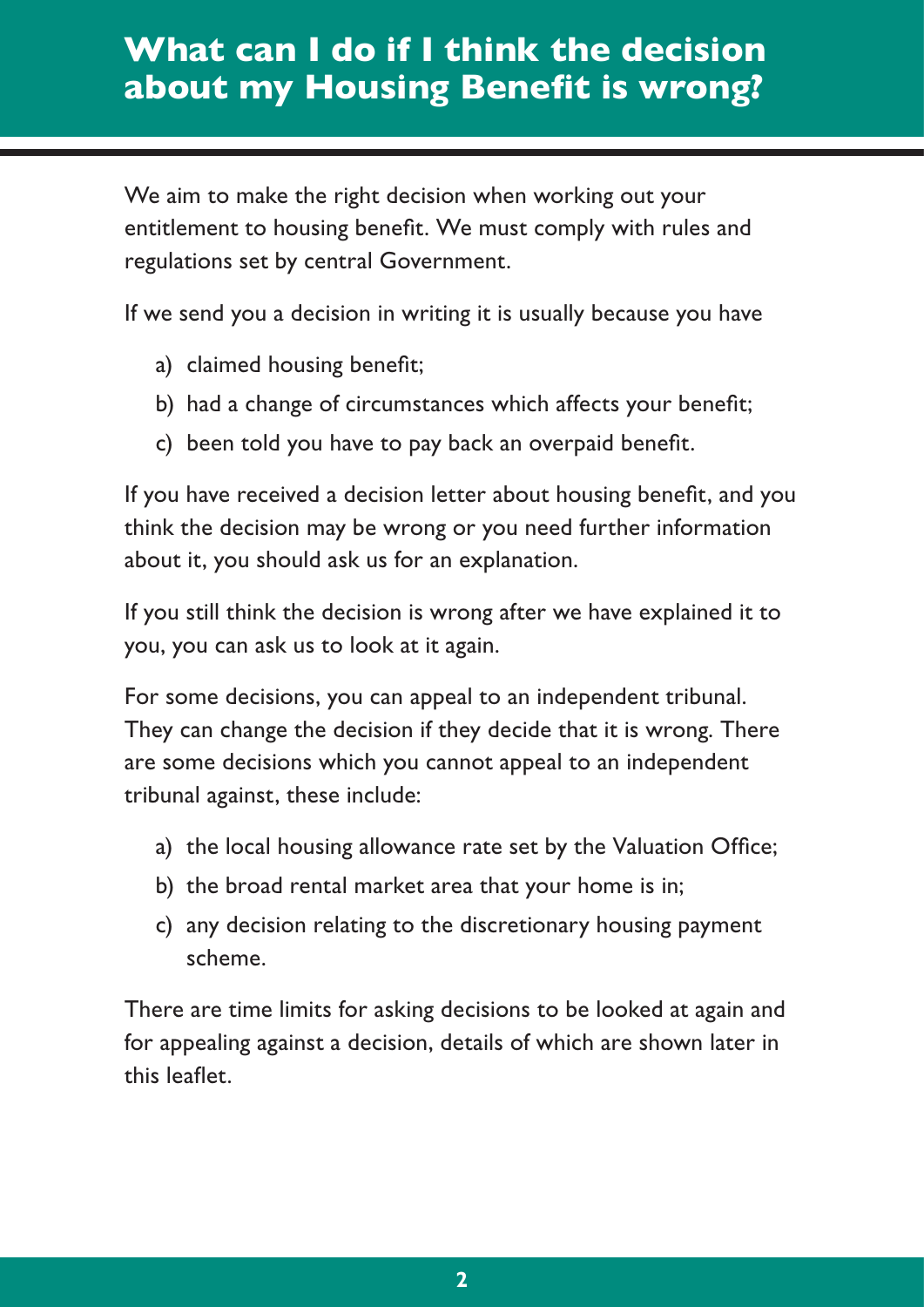# What can I do if I think the decision about my Housing Benefit is wrong?

We aim to make the right decision when working out your entitlement to housing benefit. We must comply with rules and regulations set by central Government.

If we send you a decision in writing it is usually because you have

a) claimed housing benefit;

b) had a change of circumstances which affects your benefit;

c) been told you have to pay back an overpaid benefit.

If you have received a decision letter about housing benefit, and you think the decision may be wrong or you need further information about it, you should ask us for an explanation.

If you still think the decision is wrong after we have explained it to you, you can ask us to look at it again.

For some decisions, you can appeal to an independent tribunal. They can change the decision if they decide that it is wrong. There are some decisions which you cannot appeal to an independent tribunal against, these include:

a) the local housing allowance rate set by the Valuation Office;

b) the broad rental market area that your home is in;

c) any decision relating to the discretionary housing payment scheme.

There are time limits for asking decisions to be looked at again and for appealing against a decision, details of which are shown later in this leaflet.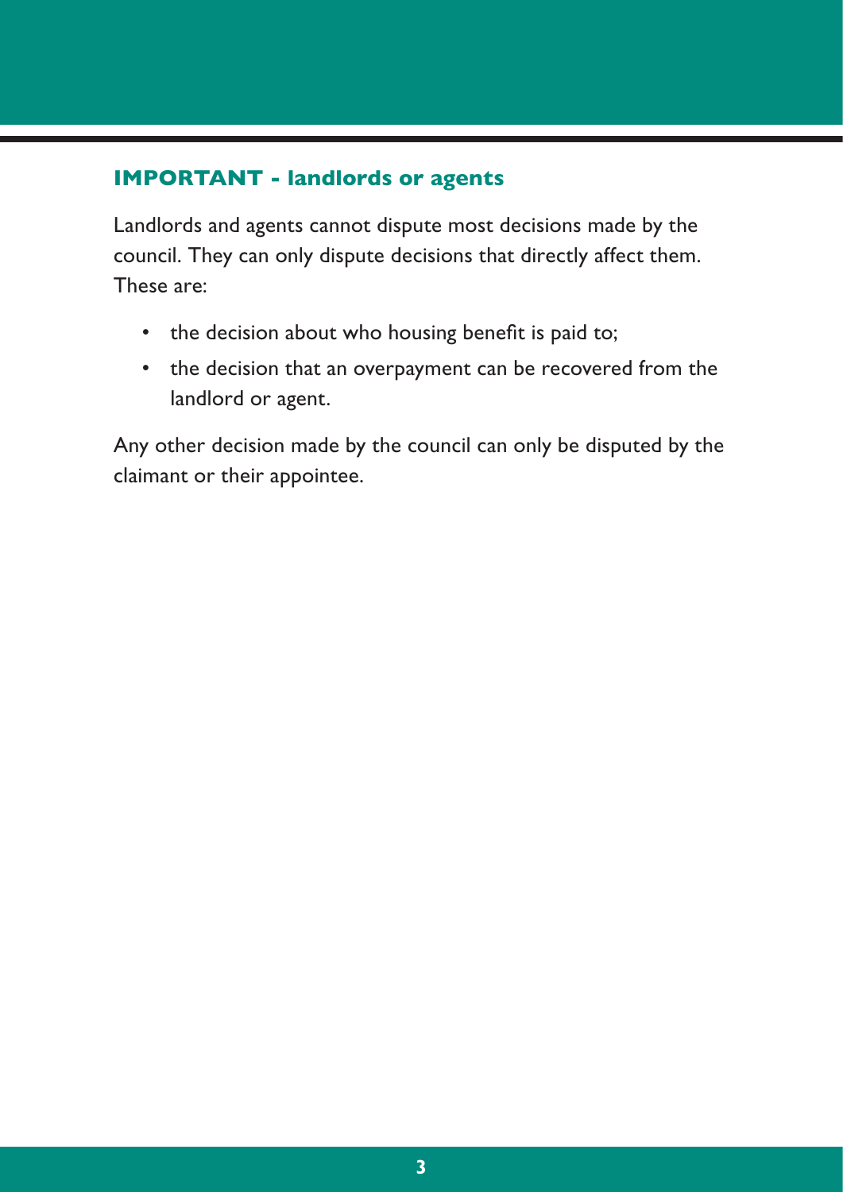## IMPORTANT - landlords or agents

Landlords and agents cannot dispute most decisions made by the council. They can only dispute decisions that directly affect them. These are:

- the decision about who housing benefit is paid to;
- the decision that an overpayment can be recovered from the landlord or agent.

Any other decision made by the council can only be disputed by the claimant or their appointee.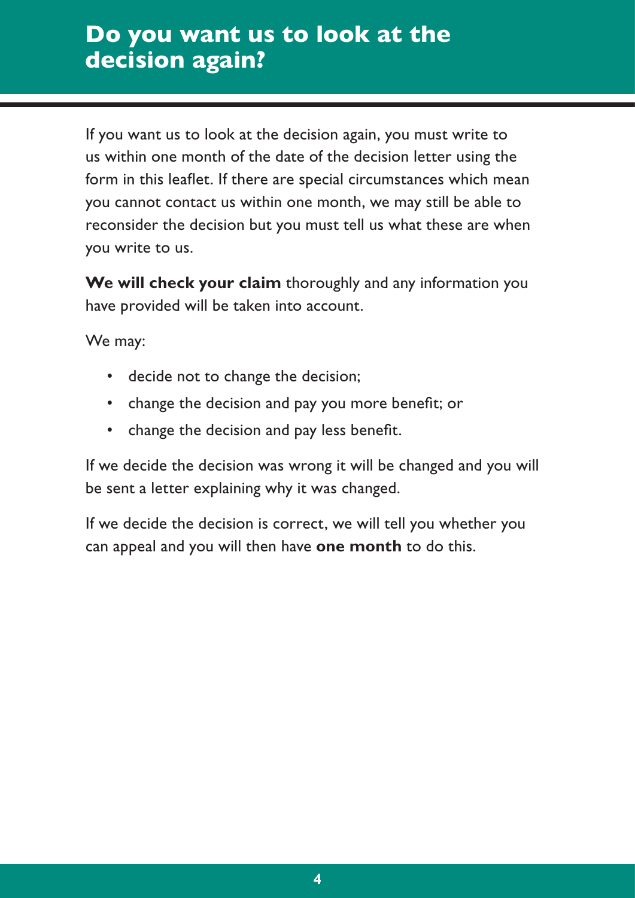# Do you want us to look at the decision again?

If you want us to look at the decision again, you must write to us within one month of the date of the decision letter using the form in this leaflet. If there are special circumstances which mean you cannot contact us within one month, we may still be able to reconsider the decision but you must tell us what these are when you write to us.

**We will check your claim** thoroughly and any information you have provided will be taken into account.

We may:

- decide not to change the decision;
- change the decision and pay you more benefit; or
- change the decision and pay less benefit.

If we decide the decision was wrong it will be changed and you will be sent a letter explaining why it was changed.

If we decide the decision is correct, we will tell you whether you can appeal and you will then have **one month** to do this.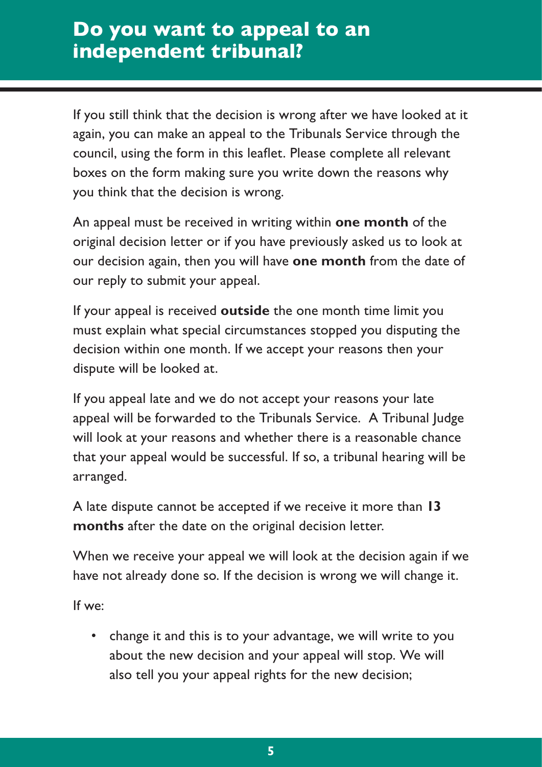# Do you want to appeal to an independent tribunal?

If you still think that the decision is wrong after we have looked at it again, you can make an appeal to the Tribunals Service through the council, using the form in this leaflet. Please complete all relevant boxes on the form making sure you write down the reasons why you think that the decision is wrong.

An appeal must be received in writing within **one month** of the original decision letter or if you have previously asked us to look at our decision again, then you will have **one month** from the date of our reply to submit your appeal.

If your appeal is received **outside** the one month time limit you must explain what special circumstances stopped you disputing the decision within one month. If we accept your reasons then your dispute will be looked at.

If you appeal late and we do not accept your reasons your late appeal will be forwarded to the Tribunals Service. A Tribunal Judge will look at your reasons and whether there is a reasonable chance that your appeal would be successful. If so, a tribunal hearing will be arranged.

A late dispute cannot be accepted if we receive it more than **13 months** after the date on the original decision letter.

When we receive your appeal we will look at the decision again if we have not already done so. If the decision is wrong we will change it.

If we:

- change it and this is to your advantage, we will write to you about the new decision and your appeal will stop. We will also tell you your appeal rights for the new decision;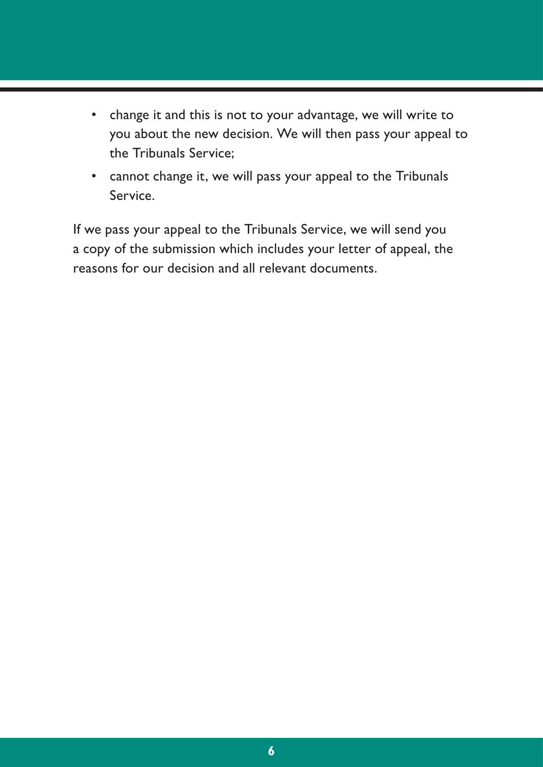- change it and this is not to your advantage, we will write to you about the new decision. We will then pass your appeal to the Tribunals Service;
- cannot change it, we will pass your appeal to the Tribunals Service.

If we pass your appeal to the Tribunals Service, we will send you a copy of the submission which includes your letter of appeal, the reasons for our decision and all relevant documents.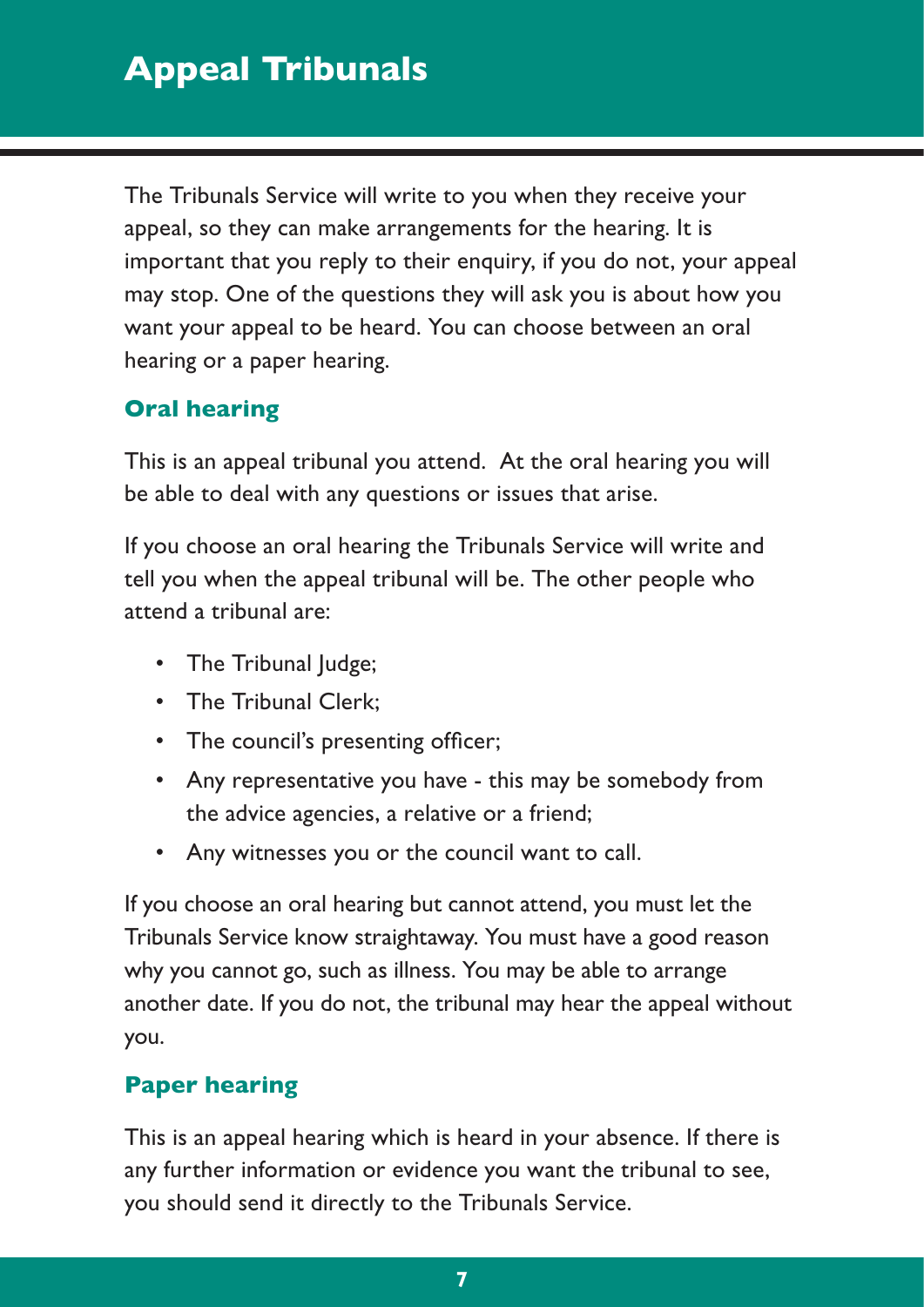# Appeal Tribunals

The Tribunals Service will write to you when they receive your appeal, so they can make arrangements for the hearing. It is important that you reply to their enquiry, if you do not, your appeal may stop. One of the questions they will ask you is about how you want your appeal to be heard. You can choose between an oral hearing or a paper hearing.

## Oral hearing

This is an appeal tribunal you attend. At the oral hearing you will be able to deal with any questions or issues that arise.

If you choose an oral hearing the Tribunals Service will write and tell you when the appeal tribunal will be. The other people who attend a tribunal are:

- The Tribunal Judge;
- The Tribunal Clerk;
- The council's presenting officer;
- Any representative you have - this may be somebody from the advice agencies, a relative or a friend;
- Any witnesses you or the council want to call.

If you choose an oral hearing but cannot attend, you must let the Tribunals Service know straightaway. You must have a good reason why you cannot go, such as illness. You may be able to arrange another date. If you do not, the tribunal may hear the appeal without you.

## Paper hearing

This is an appeal hearing which is heard in your absence. If there is any further information or evidence you want the tribunal to see, you should send it directly to the Tribunals Service.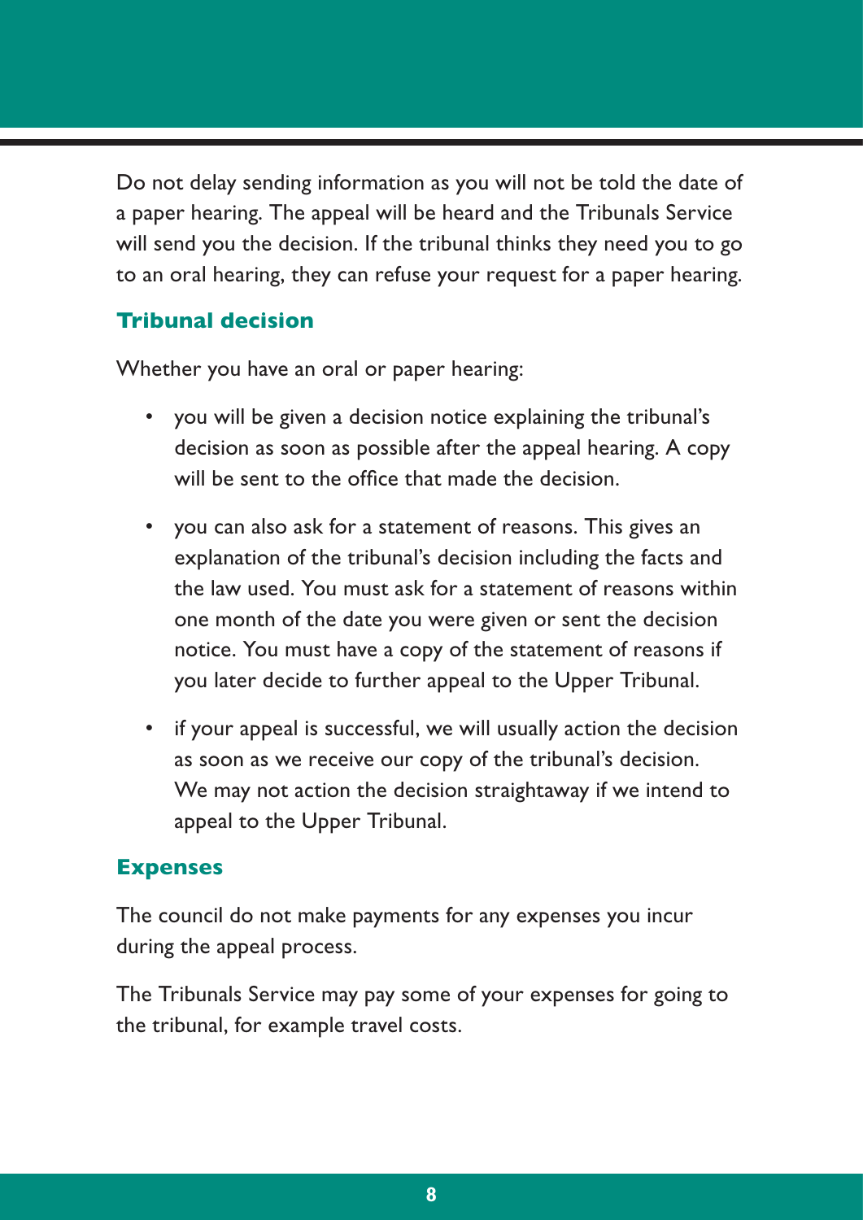Do not delay sending information as you will not be told the date of a paper hearing. The appeal will be heard and the Tribunals Service will send you the decision. If the tribunal thinks they need you to go to an oral hearing, they can refuse your request for a paper hearing.

## Tribunal decision

Whether you have an oral or paper hearing:

- you will be given a decision notice explaining the tribunal's decision as soon as possible after the appeal hearing. A copy will be sent to the office that made the decision.
- you can also ask for a statement of reasons. This gives an explanation of the tribunal's decision including the facts and the law used. You must ask for a statement of reasons within one month of the date you were given or sent the decision notice. You must have a copy of the statement of reasons if you later decide to further appeal to the Upper Tribunal.
- if your appeal is successful, we will usually action the decision as soon as we receive our copy of the tribunal's decision. We may not action the decision straightaway if we intend to appeal to the Upper Tribunal.

## Expenses

The council do not make payments for any expenses you incur during the appeal process.

The Tribunals Service may pay some of your expenses for going to the tribunal, for example travel costs.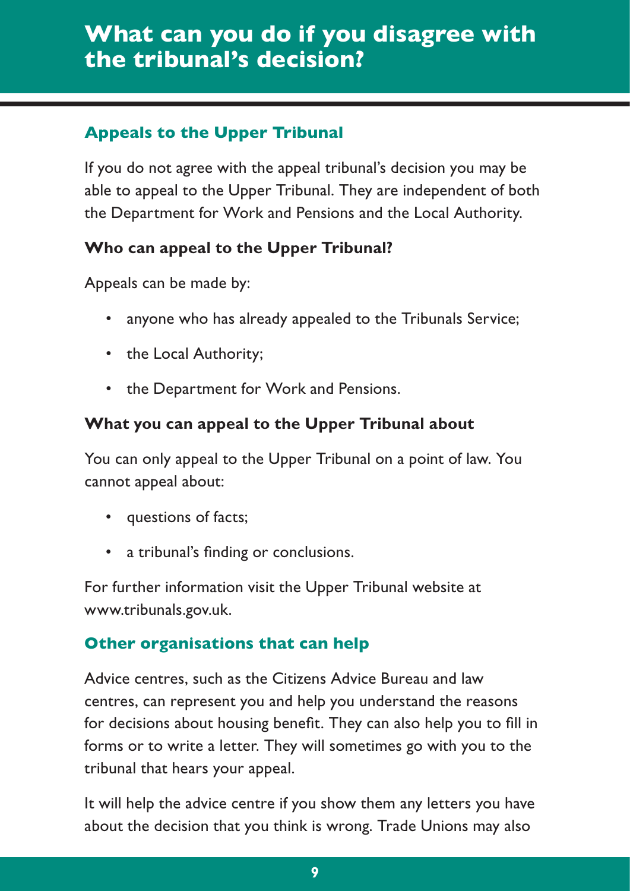# What can you do if you disagree with the tribunal's decision?

## Appeals to the Upper Tribunal

If you do not agree with the appeal tribunal's decision you may be able to appeal to the Upper Tribunal. They are independent of both the Department for Work and Pensions and the Local Authority.

### Who can appeal to the Upper Tribunal?

Appeals can be made by:

- anyone who has already appealed to the Tribunals Service;
- the Local Authority;
- the Department for Work and Pensions.

### What you can appeal to the Upper Tribunal about

You can only appeal to the Upper Tribunal on a point of law. You cannot appeal about:

- questions of facts;
- a tribunal's finding or conclusions.

For further information visit the Upper Tribunal website at www.tribunals.gov.uk.

## Other organisations that can help

Advice centres, such as the Citizens Advice Bureau and law centres, can represent you and help you understand the reasons for decisions about housing benefit. They can also help you to fill in forms or to write a letter. They will sometimes go with you to the tribunal that hears your appeal.

It will help the advice centre if you show them any letters you have about the decision that you think is wrong. Trade Unions may also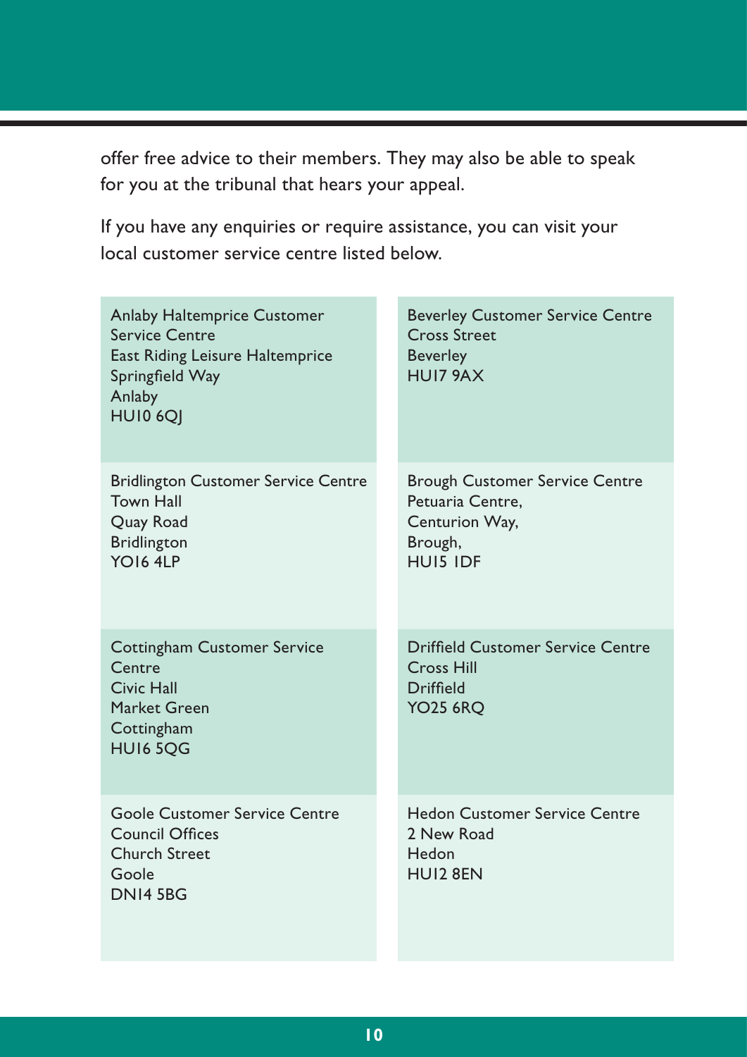offer free advice to their members. They may also be able to speak for you at the tribunal that hears your appeal.

If you have any enquiries or require assistance, you can visit your local customer service centre listed below.

| | |
|---|---|
| Anlaby Haltemprice Customer Service Centre<br>East Riding Leisure Haltemprice<br>Springfield Way<br>Anlaby<br>HU10 6QJ | Beverley Customer Service Centre<br>Cross Street<br>Beverley<br>HU17 9AX |
| Bridlington Customer Service Centre<br>Town Hall<br>Quay Road<br>Bridlington<br>YO16 4LP | Brough Customer Service Centre<br>Petuaria Centre,<br>Centurion Way,<br>Brough,<br>HU15 1DF |
| Cottingham Customer Service Centre<br>Civic Hall<br>Market Green<br>Cottingham<br>HU16 5QG | Driffield Customer Service Centre<br>Cross Hill<br>Driffield<br>YO25 6RQ |
| Goole Customer Service Centre<br>Council Offices<br>Church Street<br>Goole<br>DN14 5BG | Hedon Customer Service Centre<br>2 New Road<br>Hedon<br>HU12 8EN |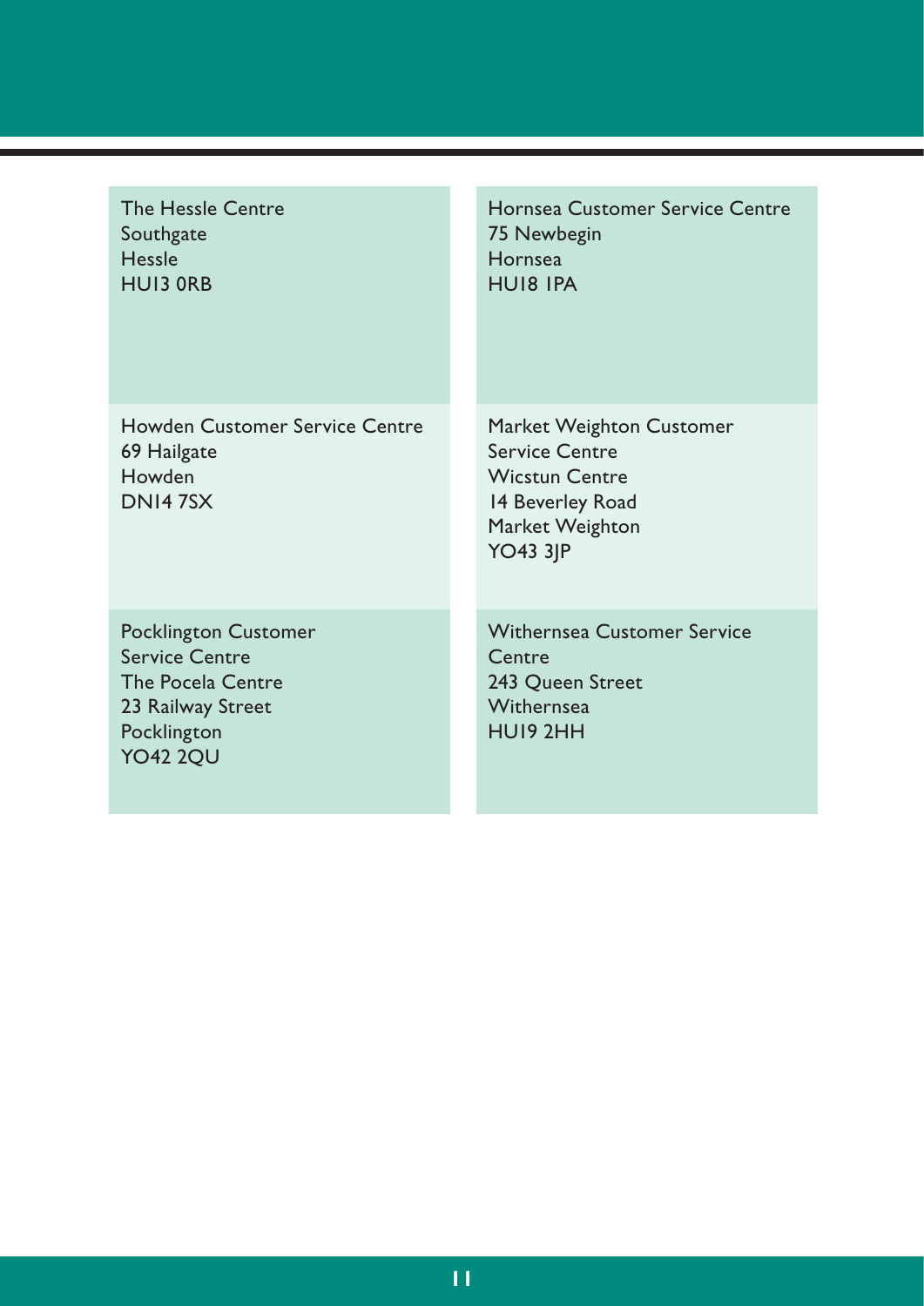The Hessle Centre
Southgate
Hessle
HU13 0RB

Hornsea Customer Service Centre
75 Newbegin
Hornsea
HU18 1PA

Howden Customer Service Centre
69 Hailgate
Howden
DN14 7SX

Market Weighton Customer Service Centre
Wicstun Centre
14 Beverley Road
Market Weighton
YO43 3JP

Pocklington Customer Service Centre
The Pocela Centre
23 Railway Street
Pocklington
YO42 2QU

Withernsea Customer Service Centre
243 Queen Street
Withernsea
HU19 2HH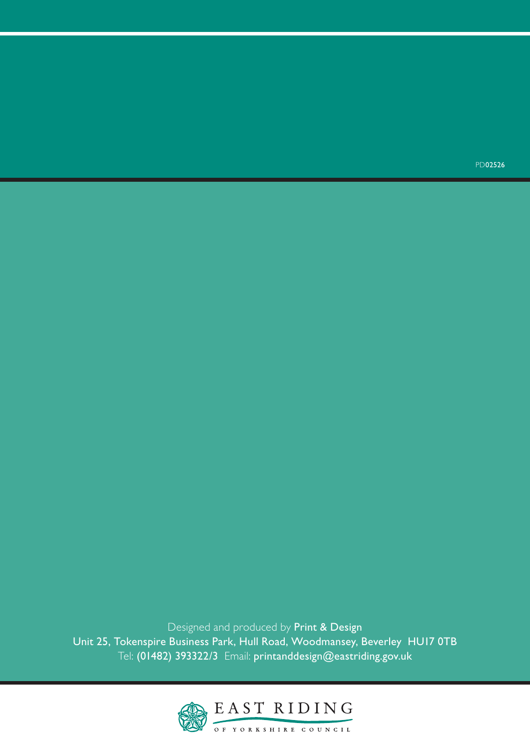PD02526

Designed and produced by **Print & Design**
Unit 25, Tokenspire Business Park, Hull Road, Woodmansey, Beverley HU17 0TB
Tel: (01482) 393322/3 Email: printanddesign@eastriding.gov.uk

EAST RIDING
OF YORKSHIRE COUNCIL